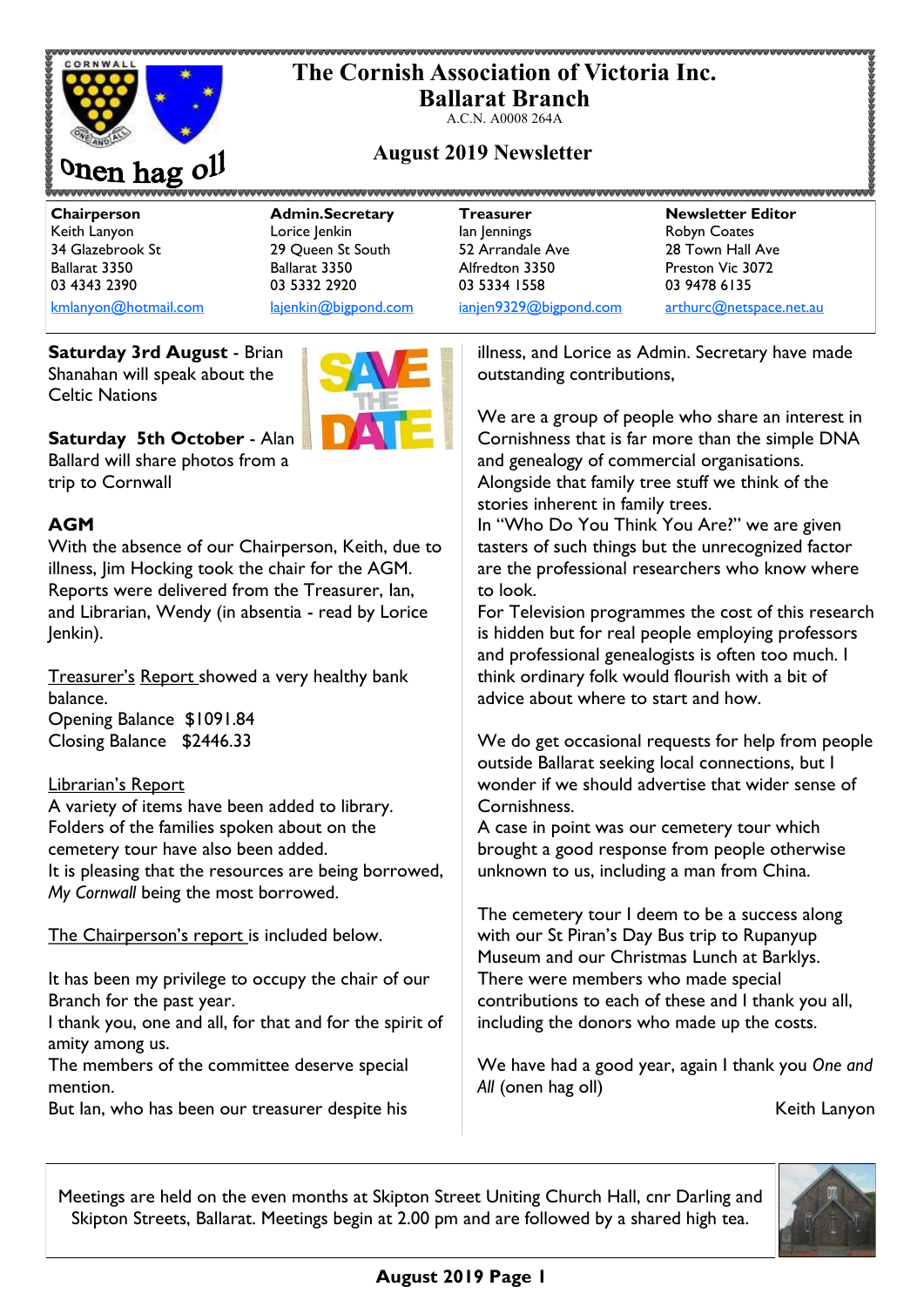# The Cornish Association of Victoria Inc.
## Ballarat Branch

A.C.N. A0008 264A

Onen hag oll

### August 2019 Newsletter

| Chairperson | Admin.Secretary | Treasurer | Newsletter Editor |
|---|---|---|---|
| Keith Lanyon | Lorice Jenkin | Ian Jennings | Robyn Coates |
| 34 Glazebrook St | 29 Queen St South | 52 Arrandale Ave | 28 Town Hall Ave |
| Ballarat 3350 | Ballarat 3350 | Alfredton 3350 | Preston Vic 3072 |
| 03 4343 2390 | 03 5332 2920 | 03 5334 1558 | 03 9478 6135 |
| kmlanyon@hotmail.com | lajenkin@bigpond.com | ianjen9329@bigpond.com | arthurc@netspace.net.au |

**Saturday 3rd August** - Brian Shanahan will speak about the Celtic Nations

**Saturday 5th October** - Alan Ballard will share photos from a trip to Cornwall

## AGM

With the absence of our Chairperson, Keith, due to illness, Jim Hocking took the chair for the AGM. Reports were delivered from the Treasurer, Ian, and Librarian, Wendy (in absentia - read by Lorice Jenkin).

Treasurer's Report showed a very healthy bank balance.
Opening Balance $1091.84
Closing Balance $2446.33

Librarian's Report
A variety of items have been added to library.
Folders of the families spoken about on the cemetery tour have also been added.
It is pleasing that the resources are being borrowed, *My Cornwall* being the most borrowed.

The Chairperson's report is included below.

It has been my privilege to occupy the chair of our Branch for the past year.
I thank you, one and all, for that and for the spirit of amity among us.
The members of the committee deserve special mention.
But Ian, who has been our treasurer despite his illness, and Lorice as Admin. Secretary have made outstanding contributions,

We are a group of people who share an interest in Cornishness that is far more than the simple DNA and genealogy of commercial organisations. Alongside that family tree stuff we think of the stories inherent in family trees.
In "Who Do You Think You Are?" we are given tasters of such things but the unrecognized factor are the professional researchers who know where to look.
For Television programmes the cost of this research is hidden but for real people employing professors and professional genealogists is often too much. I think ordinary folk would flourish with a bit of advice about where to start and how.

We do get occasional requests for help from people outside Ballarat seeking local connections, but I wonder if we should advertise that wider sense of Cornishness.
A case in point was our cemetery tour which brought a good response from people otherwise unknown to us, including a man from China.

The cemetery tour I deem to be a success along with our St Piran's Day Bus trip to Rupanyup Museum and our Christmas Lunch at Barklys.
There were members who made special contributions to each of these and I thank you all, including the donors who made up the costs.

We have had a good year, again I thank you *One and All* (onen hag oll)

Keith Lanyon

Meetings are held on the even months at Skipton Street Uniting Church Hall, cnr Darling and Skipton Streets, Ballarat. Meetings begin at 2.00 pm and are followed by a shared high tea.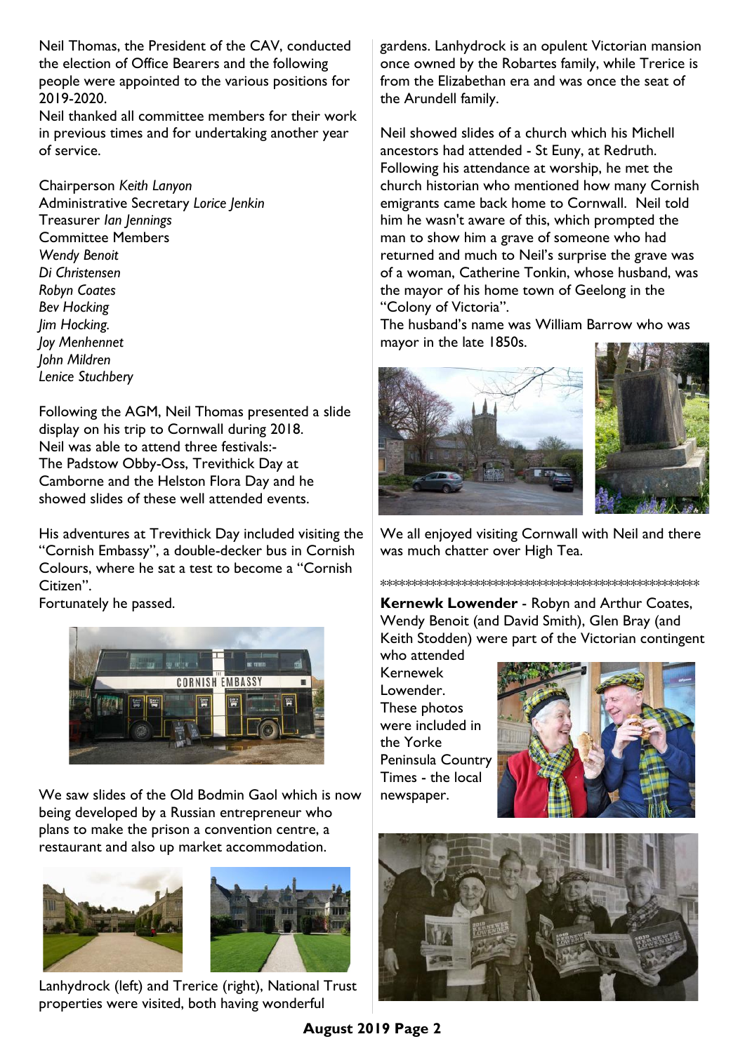Neil Thomas, the President of the CAV, conducted the election of Office Bearers and the following people were appointed to the various positions for 2019-2020.
Neil thanked all committee members for their work in previous times and for undertaking another year of service.

Chairperson *Keith Lanyon*
Administrative Secretary *Lorice Jenkin*
Treasurer *Ian Jennings*
Committee Members
*Wendy Benoit*
*Di Christensen*
*Robyn Coates*
*Bev Hocking*
*Jim Hocking.*
*Joy Menhennet*
*John Mildren*
*Lenice Stuchbery*

Following the AGM, Neil Thomas presented a slide display on his trip to Cornwall during 2018.
Neil was able to attend three festivals:-
The Padstow Obby-Oss, Trevithick Day at Camborne and the Helston Flora Day and he showed slides of these well attended events.

His adventures at Trevithick Day included visiting the "Cornish Embassy", a double-decker bus in Cornish Colours, where he sat a test to become a "Cornish Citizen".
Fortunately he passed.

We saw slides of the Old Bodmin Gaol which is now being developed by a Russian entrepreneur who plans to make the prison a convention centre, a restaurant and also up market accommodation.

Lanhydrock (left) and Trerice (right), National Trust properties were visited, both having wonderful gardens. Lanhydrock is an opulent Victorian mansion once owned by the Robartes family, while Trerice is from the Elizabethan era and was once the seat of the Arundell family.

Neil showed slides of a church which his Michell ancestors had attended - St Euny, at Redruth. Following his attendance at worship, he met the church historian who mentioned how many Cornish emigrants came back home to Cornwall. Neil told him he wasn't aware of this, which prompted the man to show him a grave of someone who had returned and much to Neil's surprise the grave was of a woman, Catherine Tonkin, whose husband, was the mayor of his home town of Geelong in the "Colony of Victoria".
The husband's name was William Barrow who was mayor in the late 1850s.

We all enjoyed visiting Cornwall with Neil and there was much chatter over High Tea.

\*\*\*\*\*\*\*\*\*\*\*\*\*\*\*\*\*\*\*\*\*\*\*\*\*\*\*\*\*\*\*\*\*\*\*\*\*\*\*\*\*\*\*\*\*\*\*\*\*\*\*\*\*

**Kernewk Lowender** - Robyn and Arthur Coates, Wendy Benoit (and David Smith), Glen Bray (and Keith Stodden) were part of the Victorian contingent who attended Kernewek Lowender. These photos were included in the Yorke Peninsula Country Times - the local newspaper.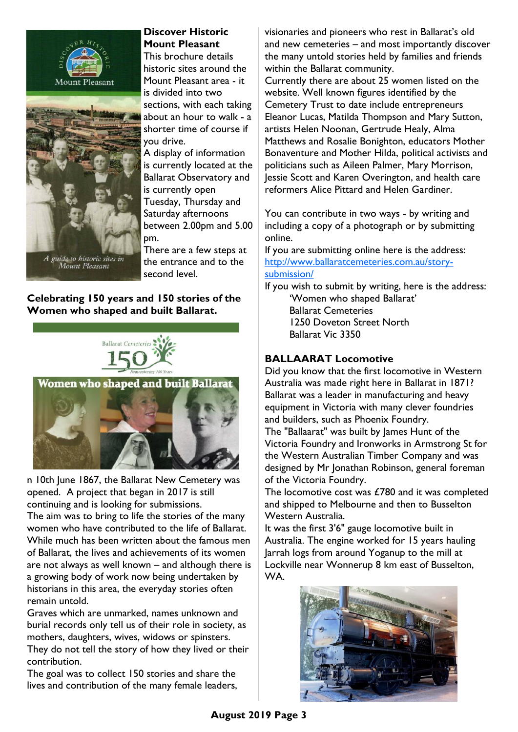## Discover Historic Mount Pleasant

This brochure details historic sites around the Mount Pleasant area - it is divided into two sections, with each taking about an hour to walk - a shorter time of course if you drive.

A display of information is currently located at the Ballarat Observatory and is currently open Tuesday, Thursday and Saturday afternoons between 2.00pm and 5.00 pm.

There are a few steps at the entrance and to the second level.

## Celebrating 150 years and 150 stories of the Women who shaped and built Ballarat.

n 10th June 1867, the Ballarat New Cemetery was opened. A project that began in 2017 is still continuing and is looking for submissions.

The aim was to bring to life the stories of the many women who have contributed to the life of Ballarat. While much has been written about the famous men of Ballarat, the lives and achievements of its women are not always as well known – and although there is a growing body of work now being undertaken by historians in this area, the everyday stories often remain untold.

Graves which are unmarked, names unknown and burial records only tell us of their role in society, as mothers, daughters, wives, widows or spinsters. They do not tell the story of how they lived or their contribution.

The goal was to collect 150 stories and share the lives and contribution of the many female leaders, visionaries and pioneers who rest in Ballarat's old and new cemeteries – and most importantly discover the many untold stories held by families and friends within the Ballarat community.

Currently there are about 25 women listed on the website. Well known figures identified by the Cemetery Trust to date include entrepreneurs Eleanor Lucas, Matilda Thompson and Mary Sutton, artists Helen Noonan, Gertrude Healy, Alma Matthews and Rosalie Bonighton, educators Mother Bonaventure and Mother Hilda, political activists and politicians such as Aileen Palmer, Mary Morrison, Jessie Scott and Karen Overington, and health care reformers Alice Pittard and Helen Gardiner.

You can contribute in two ways - by writing and including a copy of a photograph or by submitting online.

If you are submitting online here is the address: [http://www.ballaratcemeteries.com.au/story-submission/](http://www.ballaratcemeteries.com.au/story-submission/)

If you wish to submit by writing, here is the address:

'Women who shaped Ballarat'
Ballarat Cemeteries
1250 Doveton Street North
Ballarat Vic 3350

## BALLAARAT Locomotive

Did you know that the first locomotive in Western Australia was made right here in Ballarat in 1871? Ballarat was a leader in manufacturing and heavy equipment in Victoria with many clever foundries and builders, such as Phoenix Foundry.

The "Ballaarat" was built by James Hunt of the Victoria Foundry and Ironworks in Armstrong St for the Western Australian Timber Company and was designed by Mr Jonathan Robinson, general foreman of the Victoria Foundry.

The locomotive cost was £780 and it was completed and shipped to Melbourne and then to Busselton Western Australia.

It was the first 3'6" gauge locomotive built in Australia. The engine worked for 15 years hauling Jarrah logs from around Yoganup to the mill at Lockville near Wonnerup 8 km east of Busselton, WA.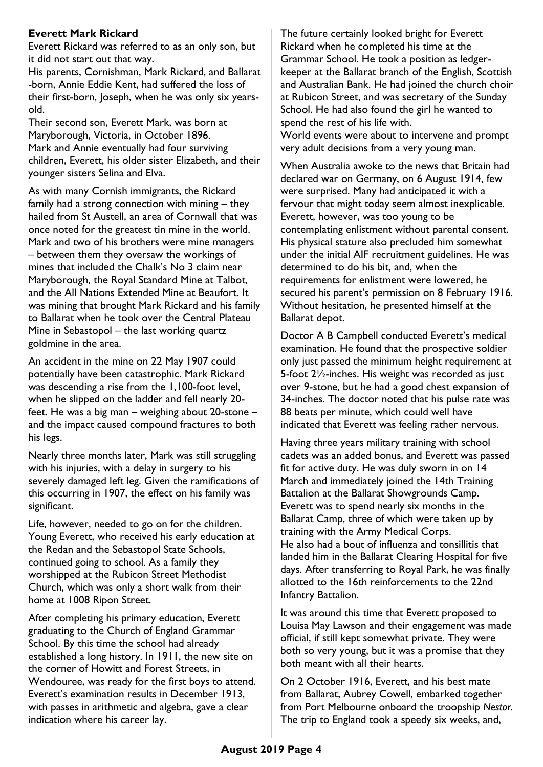**Everett Mark Rickard**

Everett Rickard was referred to as an only son, but it did not start out that way.

His parents, Cornishman, Mark Rickard, and Ballarat -born, Annie Eddie Kent, had suffered the loss of their first-born, Joseph, when he was only six years-old.

Their second son, Everett Mark, was born at Maryborough, Victoria, in October 1896.

Mark and Annie eventually had four surviving children, Everett, his older sister Elizabeth, and their younger sisters Selina and Elva.

As with many Cornish immigrants, the Rickard family had a strong connection with mining – they hailed from St Austell, an area of Cornwall that was once noted for the greatest tin mine in the world. Mark and two of his brothers were mine managers – between them they oversaw the workings of mines that included the Chalk's No 3 claim near Maryborough, the Royal Standard Mine at Talbot, and the All Nations Extended Mine at Beaufort. It was mining that brought Mark Rickard and his family to Ballarat when he took over the Central Plateau Mine in Sebastopol – the last working quartz goldmine in the area.

An accident in the mine on 22 May 1907 could potentially have been catastrophic. Mark Rickard was descending a rise from the 1,100-foot level, when he slipped on the ladder and fell nearly 20-feet. He was a big man – weighing about 20-stone – and the impact caused compound fractures to both his legs.

Nearly three months later, Mark was still struggling with his injuries, with a delay in surgery to his severely damaged left leg. Given the ramifications of this occurring in 1907, the effect on his family was significant.

Life, however, needed to go on for the children. Young Everett, who received his early education at the Redan and the Sebastopol State Schools, continued going to school. As a family they worshipped at the Rubicon Street Methodist Church, which was only a short walk from their home at 1008 Ripon Street.

After completing his primary education, Everett graduating to the Church of England Grammar School. By this time the school had already established a long history. In 1911, the new site on the corner of Howitt and Forest Streets, in Wendouree, was ready for the first boys to attend. Everett's examination results in December 1913, with passes in arithmetic and algebra, gave a clear indication where his career lay.

The future certainly looked bright for Everett Rickard when he completed his time at the Grammar School. He took a position as ledger-keeper at the Ballarat branch of the English, Scottish and Australian Bank. He had joined the church choir at Rubicon Street, and was secretary of the Sunday School. He had also found the girl he wanted to spend the rest of his life with.

World events were about to intervene and prompt very adult decisions from a very young man.

When Australia awoke to the news that Britain had declared war on Germany, on 6 August 1914, few were surprised. Many had anticipated it with a fervour that might today seem almost inexplicable. Everett, however, was too young to be contemplating enlistment without parental consent. His physical stature also precluded him somewhat under the initial AIF recruitment guidelines. He was determined to do his bit, and, when the requirements for enlistment were lowered, he secured his parent's permission on 8 February 1916. Without hesitation, he presented himself at the Ballarat depot.

Doctor A B Campbell conducted Everett's medical examination. He found that the prospective soldier only just passed the minimum height requirement at 5-foot 2½-inches. His weight was recorded as just over 9-stone, but he had a good chest expansion of 34-inches. The doctor noted that his pulse rate was 88 beats per minute, which could well have indicated that Everett was feeling rather nervous.

Having three years military training with school cadets was an added bonus, and Everett was passed fit for active duty. He was duly sworn in on 14 March and immediately joined the 14th Training Battalion at the Ballarat Showgrounds Camp. Everett was to spend nearly six months in the Ballarat Camp, three of which were taken up by training with the Army Medical Corps.

He also had a bout of influenza and tonsillitis that landed him in the Ballarat Clearing Hospital for five days. After transferring to Royal Park, he was finally allotted to the 16th reinforcements to the 22nd Infantry Battalion.

It was around this time that Everett proposed to Louisa May Lawson and their engagement was made official, if still kept somewhat private. They were both so very young, but it was a promise that they both meant with all their hearts.

On 2 October 1916, Everett, and his best mate from Ballarat, Aubrey Cowell, embarked together from Port Melbourne onboard the troopship *Nestor*. The trip to England took a speedy six weeks, and,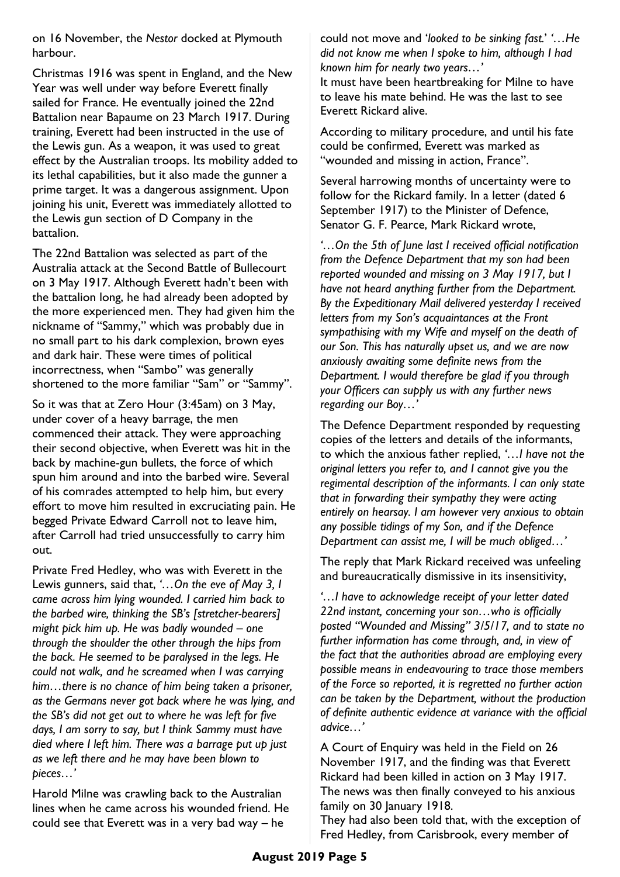on 16 November, the *Nestor* docked at Plymouth harbour.

Christmas 1916 was spent in England, and the New Year was well under way before Everett finally sailed for France. He eventually joined the 22nd Battalion near Bapaume on 23 March 1917. During training, Everett had been instructed in the use of the Lewis gun. As a weapon, it was used to great effect by the Australian troops. Its mobility added to its lethal capabilities, but it also made the gunner a prime target. It was a dangerous assignment. Upon joining his unit, Everett was immediately allotted to the Lewis gun section of D Company in the battalion.

The 22nd Battalion was selected as part of the Australia attack at the Second Battle of Bullecourt on 3 May 1917. Although Everett hadn't been with the battalion long, he had already been adopted by the more experienced men. They had given him the nickname of "Sammy," which was probably due in no small part to his dark complexion, brown eyes and dark hair. These were times of political incorrectness, when "Sambo" was generally shortened to the more familiar "Sam" or "Sammy".

So it was that at Zero Hour (3:45am) on 3 May, under cover of a heavy barrage, the men commenced their attack. They were approaching their second objective, when Everett was hit in the back by machine-gun bullets, the force of which spun him around and into the barbed wire. Several of his comrades attempted to help him, but every effort to move him resulted in excruciating pain. He begged Private Edward Carroll not to leave him, after Carroll had tried unsuccessfully to carry him out.

Private Fred Hedley, who was with Everett in the Lewis gunners, said that, *'…On the eve of May 3, I came across him lying wounded. I carried him back to the barbed wire, thinking the SB's [stretcher-bearers] might pick him up. He was badly wounded – one through the shoulder the other through the hips from the back. He seemed to be paralysed in the legs. He could not walk, and he screamed when I was carrying him…there is no chance of him being taken a prisoner, as the Germans never got back where he was lying, and the SB's did not get out to where he was left for five days, I am sorry to say, but I think Sammy must have died where I left him. There was a barrage put up just as we left there and he may have been blown to pieces…'*

Harold Milne was crawling back to the Australian lines when he came across his wounded friend. He could see that Everett was in a very bad way – he could not move and *'looked to be sinking fast.' '…He did not know me when I spoke to him, although I had known him for nearly two years…'*

It must have been heartbreaking for Milne to have to leave his mate behind. He was the last to see Everett Rickard alive.

According to military procedure, and until his fate could be confirmed, Everett was marked as "wounded and missing in action, France".

Several harrowing months of uncertainty were to follow for the Rickard family. In a letter (dated 6 September 1917) to the Minister of Defence, Senator G. F. Pearce, Mark Rickard wrote,

*'…On the 5th of June last I received official notification from the Defence Department that my son had been reported wounded and missing on 3 May 1917, but I have not heard anything further from the Department. By the Expeditionary Mail delivered yesterday I received letters from my Son's acquaintances at the Front sympathising with my Wife and myself on the death of our Son. This has naturally upset us, and we are now anxiously awaiting some definite news from the Department. I would therefore be glad if you through your Officers can supply us with any further news regarding our Boy…'*

The Defence Department responded by requesting copies of the letters and details of the informants, to which the anxious father replied, *'…I have not the original letters you refer to, and I cannot give you the regimental description of the informants. I can only state that in forwarding their sympathy they were acting entirely on hearsay. I am however very anxious to obtain any possible tidings of my Son, and if the Defence Department can assist me, I will be much obliged…'*

The reply that Mark Rickard received was unfeeling and bureaucratically dismissive in its insensitivity,

*'…I have to acknowledge receipt of your letter dated 22nd instant, concerning your son…who is officially posted "Wounded and Missing" 3/5/17, and to state no further information has come through, and, in view of the fact that the authorities abroad are employing every possible means in endeavouring to trace those members of the Force so reported, it is regretted no further action can be taken by the Department, without the production of definite authentic evidence at variance with the official advice…'*

A Court of Enquiry was held in the Field on 26 November 1917, and the finding was that Everett Rickard had been killed in action on 3 May 1917. The news was then finally conveyed to his anxious family on 30 January 1918.

They had also been told that, with the exception of Fred Hedley, from Carisbrook, every member of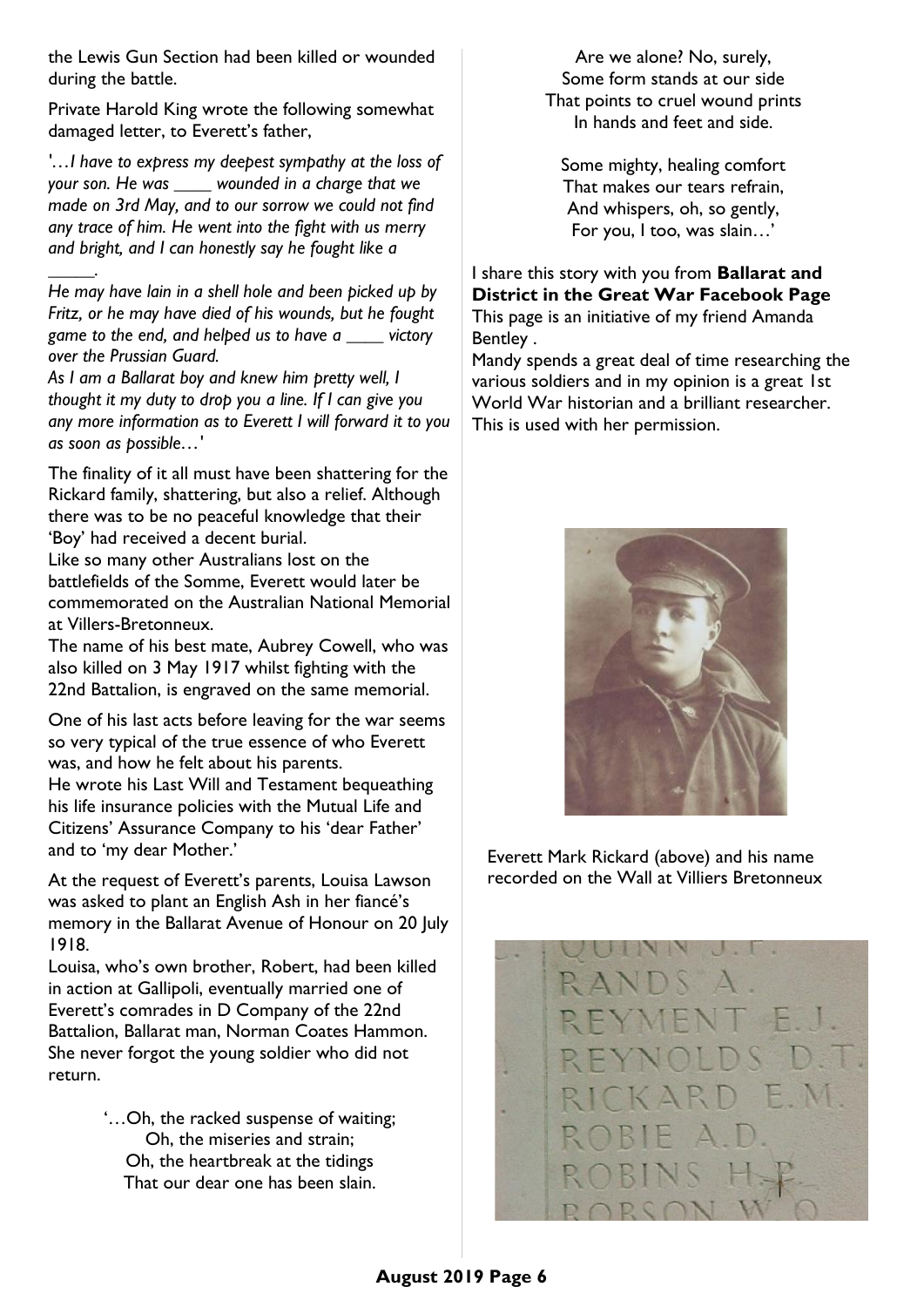the Lewis Gun Section had been killed or wounded during the battle.

Private Harold King wrote the following somewhat damaged letter, to Everett's father,

*'…I have to express my deepest sympathy at the loss of your son. He was ____ wounded in a charge that we made on 3rd May, and to our sorrow we could not find any trace of him. He went into the fight with us merry and bright, and I can honestly say he fought like a _____.*

*He may have lain in a shell hole and been picked up by Fritz, or he may have died of his wounds, but he fought game to the end, and helped us to have a ____ victory over the Prussian Guard.*

*As I am a Ballarat boy and knew him pretty well, I thought it my duty to drop you a line. If I can give you any more information as to Everett I will forward it to you as soon as possible…'*

The finality of it all must have been shattering for the Rickard family, shattering, but also a relief. Although there was to be no peaceful knowledge that their 'Boy' had received a decent burial.

Like so many other Australians lost on the battlefields of the Somme, Everett would later be commemorated on the Australian National Memorial at Villers-Bretonneux.

The name of his best mate, Aubrey Cowell, who was also killed on 3 May 1917 whilst fighting with the 22nd Battalion, is engraved on the same memorial.

One of his last acts before leaving for the war seems so very typical of the true essence of who Everett was, and how he felt about his parents.

He wrote his Last Will and Testament bequeathing his life insurance policies with the Mutual Life and Citizens' Assurance Company to his 'dear Father' and to 'my dear Mother.'

At the request of Everett's parents, Louisa Lawson was asked to plant an English Ash in her fiancé's memory in the Ballarat Avenue of Honour on 20 July 1918.

Louisa, who's own brother, Robert, had been killed in action at Gallipoli, eventually married one of Everett's comrades in D Company of the 22nd Battalion, Ballarat man, Norman Coates Hammon. She never forgot the young soldier who did not return.

'…Oh, the racked suspense of waiting;
Oh, the miseries and strain;
Oh, the heartbreak at the tidings
That our dear one has been slain.

Are we alone? No, surely,
Some form stands at our side
That points to cruel wound prints
In hands and feet and side.

Some mighty, healing comfort
That makes our tears refrain,
And whispers, oh, so gently,
For you, I too, was slain…'

I share this story with you from **Ballarat and District in the Great War Facebook Page**
This page is an initiative of my friend Amanda Bentley .
Mandy spends a great deal of time researching the various soldiers and in my opinion is a great 1st World War historian and a brilliant researcher. This is used with her permission.

Everett Mark Rickard (above) and his name recorded on the Wall at Villiers Bretonneux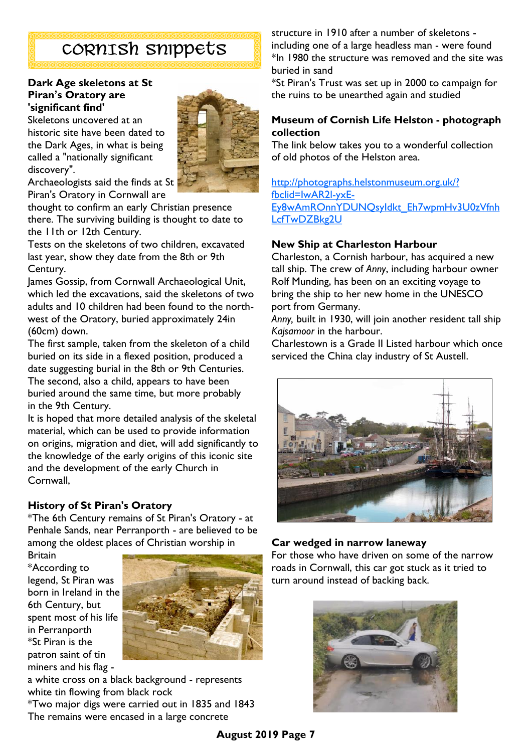# Cornish snippets

### Dark Age skeletons at St Piran's Oratory are 'significant find'

Skeletons uncovered at an historic site have been dated to the Dark Ages, in what is being called a "nationally significant discovery".

Archaeologists said the finds at St Piran's Oratory in Cornwall are thought to confirm an early Christian presence there. The surviving building is thought to date to the 11th or 12th Century.

Tests on the skeletons of two children, excavated last year, show they date from the 8th or 9th Century.

James Gossip, from Cornwall Archaeological Unit, which led the excavations, said the skeletons of two adults and 10 children had been found to the north-west of the Oratory, buried approximately 24in (60cm) down.

The first sample, taken from the skeleton of a child buried on its side in a flexed position, produced a date suggesting burial in the 8th or 9th Centuries. The second, also a child, appears to have been buried around the same time, but more probably in the 9th Century.

It is hoped that more detailed analysis of the skeletal material, which can be used to provide information on origins, migration and diet, will add significantly to the knowledge of the early origins of this iconic site and the development of the early Church in Cornwall,

### History of St Piran's Oratory

*The 6th Century remains of St Piran's Oratory - at Penhale Sands, near Perranporth - are believed to be among the oldest places of Christian worship in Britain

*According to legend, St Piran was born in Ireland in the 6th Century, but spent most of his life in Perranporth

*St Piran is the patron saint of tin miners and his flag - a white cross on a black background - represents white tin flowing from black rock

*Two major digs were carried out in 1835 and 1843 The remains were encased in a large concrete structure in 1910 after a number of skeletons - including one of a large headless man - were found

*In 1980 the structure was removed and the site was buried in sand

*St Piran's Trust was set up in 2000 to campaign for the ruins to be unearthed again and studied

### Museum of Cornish Life Helston - photograph collection

The link below takes you to a wonderful collection of old photos of the Helston area.

http://photographs.helstonmuseum.org.uk/?fbclid=IwAR2I-yxE-Ey8wAmROnnYDUNQsyIdkt_Eh7wpmHv3U0zVfnhLcfTwDZBkg2U

### New Ship at Charleston Harbour

Charleston, a Cornish harbour, has acquired a new tall ship. The crew of *Anny*, including harbour owner Rolf Munding, has been on an exciting voyage to bring the ship to her new home in the UNESCO port from Germany.

*Anny,* built in 1930, will join another resident tall ship *Kajsamoor* in the harbour.

Charlestown is a Grade II Listed harbour which once serviced the China clay industry of St Austell.

### Car wedged in narrow laneway

For those who have driven on some of the narrow roads in Cornwall, this car got stuck as it tried to turn around instead of backing back.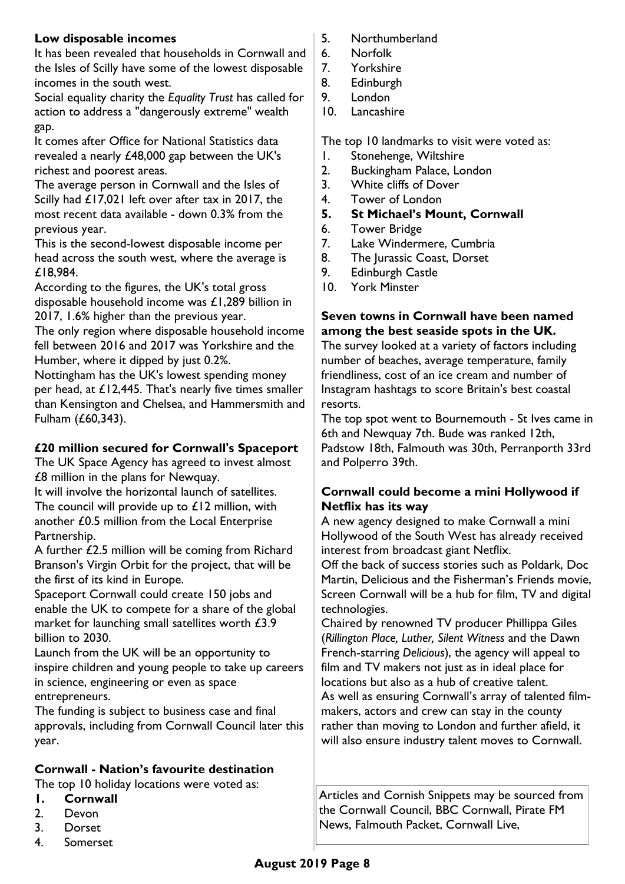### Low disposable incomes

It has been revealed that households in Cornwall and the Isles of Scilly have some of the lowest disposable incomes in the south west.

Social equality charity the *Equality Trust* has called for action to address a "dangerously extreme" wealth gap.

It comes after Office for National Statistics data revealed a nearly £48,000 gap between the UK's richest and poorest areas.

The average person in Cornwall and the Isles of Scilly had £17,021 left over after tax in 2017, the most recent data available - down 0.3% from the previous year.

This is the second-lowest disposable income per head across the south west, where the average is £18,984.

According to the figures, the UK's total gross disposable household income was £1,289 billion in 2017, 1.6% higher than the previous year.

The only region where disposable household income fell between 2016 and 2017 was Yorkshire and the Humber, where it dipped by just 0.2%.

Nottingham has the UK's lowest spending money per head, at £12,445. That's nearly five times smaller than Kensington and Chelsea, and Hammersmith and Fulham (£60,343).

### £20 million secured for Cornwall's Spaceport

The UK Space Agency has agreed to invest almost £8 million in the plans for Newquay.

It will involve the horizontal launch of satellites.

The council will provide up to £12 million, with another £0.5 million from the Local Enterprise Partnership.

A further £2.5 million will be coming from Richard Branson's Virgin Orbit for the project, that will be the first of its kind in Europe.

Spaceport Cornwall could create 150 jobs and enable the UK to compete for a share of the global market for launching small satellites worth £3.9 billion to 2030.

Launch from the UK will be an opportunity to inspire children and young people to take up careers in science, engineering or even as space entrepreneurs.

The funding is subject to business case and final approvals, including from Cornwall Council later this year.

### Cornwall - Nation's favourite destination

The top 10 holiday locations were voted as:

1. **Cornwall**
2. Devon
3. Dorset
4. Somerset
5. Northumberland
6. Norfolk
7. Yorkshire
8. Edinburgh
9. London
10. Lancashire

The top 10 landmarks to visit were voted as:

1. Stonehenge, Wiltshire
2. Buckingham Palace, London
3. White cliffs of Dover
4. Tower of London
5. **St Michael's Mount, Cornwall**
6. Tower Bridge
7. Lake Windermere, Cumbria
8. The Jurassic Coast, Dorset
9. Edinburgh Castle
10. York Minster

### Seven towns in Cornwall have been named among the best seaside spots in the UK.

The survey looked at a variety of factors including number of beaches, average temperature, family friendliness, cost of an ice cream and number of Instagram hashtags to score Britain's best coastal resorts.

The top spot went to Bournemouth - St Ives came in 6th and Newquay 7th. Bude was ranked 12th, Padstow 18th, Falmouth was 30th, Perranporth 33rd and Polperro 39th.

### Cornwall could become a mini Hollywood if Netflix has its way

A new agency designed to make Cornwall a mini Hollywood of the South West has already received interest from broadcast giant Netflix.

Off the back of success stories such as Poldark, Doc Martin, Delicious and the Fisherman's Friends movie, Screen Cornwall will be a hub for film, TV and digital technologies.

Chaired by renowned TV producer Phillippa Giles (*Rillington Place, Luther, Silent Witness* and the Dawn French-starring *Delicious*), the agency will appeal to film and TV makers not just as in ideal place for locations but also as a hub of creative talent.

As well as ensuring Cornwall's array of talented film-makers, actors and crew can stay in the county rather than moving to London and further afield, it will also ensure industry talent moves to Cornwall.

Articles and Cornish Snippets may be sourced from the Cornwall Council, BBC Cornwall, Pirate FM News, Falmouth Packet, Cornwall Live,